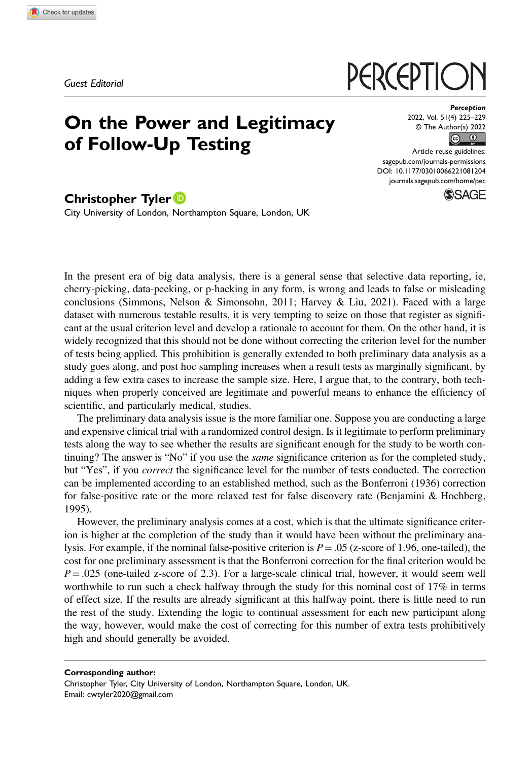*Guest Editorial*

# On the Power and Legitimacy of Follow-Up Testing

**Christopher Tyler**

City University of London, Northampton Square, London, UK

In the present era of big data analysis, there is a general sense that selective data reporting, ie, cherry-picking, data-peeking, or p-hacking in any form, is wrong and leads to false or misleading conclusions (Simmons, Nelson & Simonsohn, 2011; Harvey & Liu, 2021). Faced with a large dataset with numerous testable results, it is very tempting to seize on those that register as significant at the usual criterion level and develop a rationale to account for them. On the other hand, it is widely recognized that this should not be done without correcting the criterion level for the number of tests being applied. This prohibition is generally extended to both preliminary data analysis as a study goes along, and post hoc sampling increases when a result tests as marginally significant, by adding a few extra cases to increase the sample size. Here, I argue that, to the contrary, both techniques when properly conceived are legitimate and powerful means to enhance the efficiency of scientific, and particularly medical, studies.

The preliminary data analysis issue is the more familiar one. Suppose you are conducting a large and expensive clinical trial with a randomized control design. Is it legitimate to perform preliminary tests along the way to see whether the results are significant enough for the study to be worth continuing? The answer is "No" if you use the *same* significance criterion as for the completed study, but "Yes", if you *correct* the significance level for the number of tests conducted. The correction can be implemented according to an established method, such as the Bonferroni (1936) correction for false-positive rate or the more relaxed test for false discovery rate (Benjamini & Hochberg, 1995).

However, the preliminary analysis comes at a cost, which is that the ultimate significance criterion is higher at the completion of the study than it would have been without the preliminary analysis. For example, if the nominal false-positive criterion is $P = .05$ (z-score of 1.96, one-tailed), the cost for one preliminary assessment is that the Bonferroni correction for the final criterion would be $P = .025$ (one-tailed z-score of 2.3). For a large-scale clinical trial, however, it would seem well worthwhile to run such a check halfway through the study for this nominal cost of 17% in terms of effect size. If the results are already significant at this halfway point, there is little need to run the rest of the study. Extending the logic to continual assessment for each new participant along the way, however, would make the cost of correcting for this number of extra tests prohibitively high and should generally be avoided.

**Corresponding author:**
Christopher Tyler, City University of London, Northampton Square, London, UK.
Email: cwtyler2020@gmail.com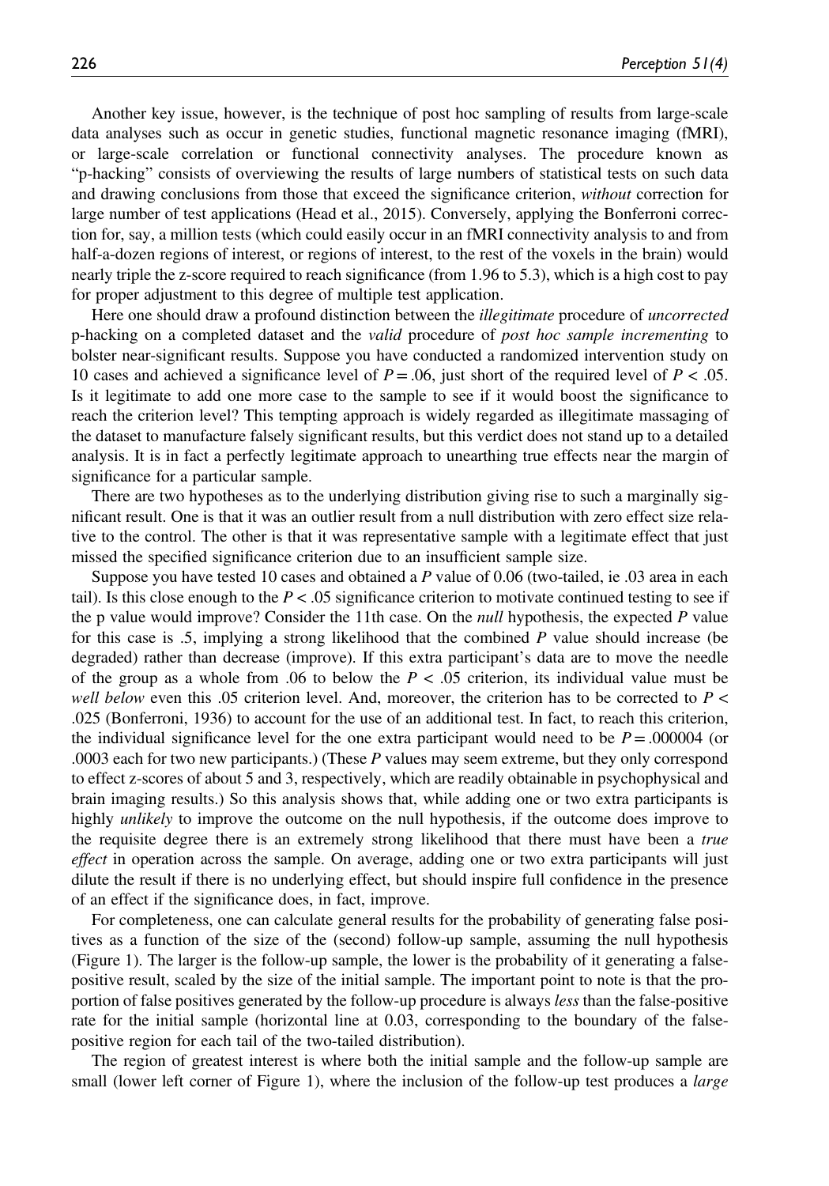Another key issue, however, is the technique of post hoc sampling of results from large-scale data analyses such as occur in genetic studies, functional magnetic resonance imaging (fMRI), or large-scale correlation or functional connectivity analyses. The procedure known as "p-hacking" consists of overviewing the results of large numbers of statistical tests on such data and drawing conclusions from those that exceed the significance criterion, *without* correction for large number of test applications (Head et al., 2015). Conversely, applying the Bonferroni correction for, say, a million tests (which could easily occur in an fMRI connectivity analysis to and from half-a-dozen regions of interest, or regions of interest, to the rest of the voxels in the brain) would nearly triple the z-score required to reach significance (from 1.96 to 5.3), which is a high cost to pay for proper adjustment to this degree of multiple test application.

Here one should draw a profound distinction between the *illegitimate* procedure of *uncorrected* p-hacking on a completed dataset and the *valid* procedure of *post hoc sample incrementing* to bolster near-significant results. Suppose you have conducted a randomized intervention study on 10 cases and achieved a significance level of $P = .06$, just short of the required level of $P < .05$. Is it legitimate to add one more case to the sample to see if it would boost the significance to reach the criterion level? This tempting approach is widely regarded as illegitimate massaging of the dataset to manufacture falsely significant results, but this verdict does not stand up to a detailed analysis. It is in fact a perfectly legitimate approach to unearthing true effects near the margin of significance for a particular sample.

There are two hypotheses as to the underlying distribution giving rise to such a marginally significant result. One is that it was an outlier result from a null distribution with zero effect size relative to the control. The other is that it was representative sample with a legitimate effect that just missed the specified significance criterion due to an insufficient sample size.

Suppose you have tested 10 cases and obtained a $P$ value of 0.06 (two-tailed, ie .03 area in each tail). Is this close enough to the $P < .05$ significance criterion to motivate continued testing to see if the p value would improve? Consider the 11th case. On the *null* hypothesis, the expected $P$ value for this case is .5, implying a strong likelihood that the combined $P$ value should increase (be degraded) rather than decrease (improve). If this extra participant's data are to move the needle of the group as a whole from .06 to below the $P < .05$ criterion, its individual value must be *well below* even this .05 criterion level. And, moreover, the criterion has to be corrected to $P < .025$ (Bonferroni, 1936) to account for the use of an additional test. In fact, to reach this criterion, the individual significance level for the one extra participant would need to be $P = .000004$ (or .0003 each for two new participants.) (These $P$ values may seem extreme, but they only correspond to effect z-scores of about 5 and 3, respectively, which are readily obtainable in psychophysical and brain imaging results.) So this analysis shows that, while adding one or two extra participants is highly *unlikely* to improve the outcome on the null hypothesis, if the outcome does improve to the requisite degree there is an extremely strong likelihood that there must have been a *true effect* in operation across the sample. On average, adding one or two extra participants will just dilute the result if there is no underlying effect, but should inspire full confidence in the presence of an effect if the significance does, in fact, improve.

For completeness, one can calculate general results for the probability of generating false positives as a function of the size of the (second) follow-up sample, assuming the null hypothesis (Figure 1). The larger is the follow-up sample, the lower is the probability of it generating a false-positive result, scaled by the size of the initial sample. The important point to note is that the proportion of false positives generated by the follow-up procedure is always *less* than the false-positive rate for the initial sample (horizontal line at 0.03, corresponding to the boundary of the false-positive region for each tail of the two-tailed distribution).

The region of greatest interest is where both the initial sample and the follow-up sample are small (lower left corner of Figure 1), where the inclusion of the follow-up test produces a *large*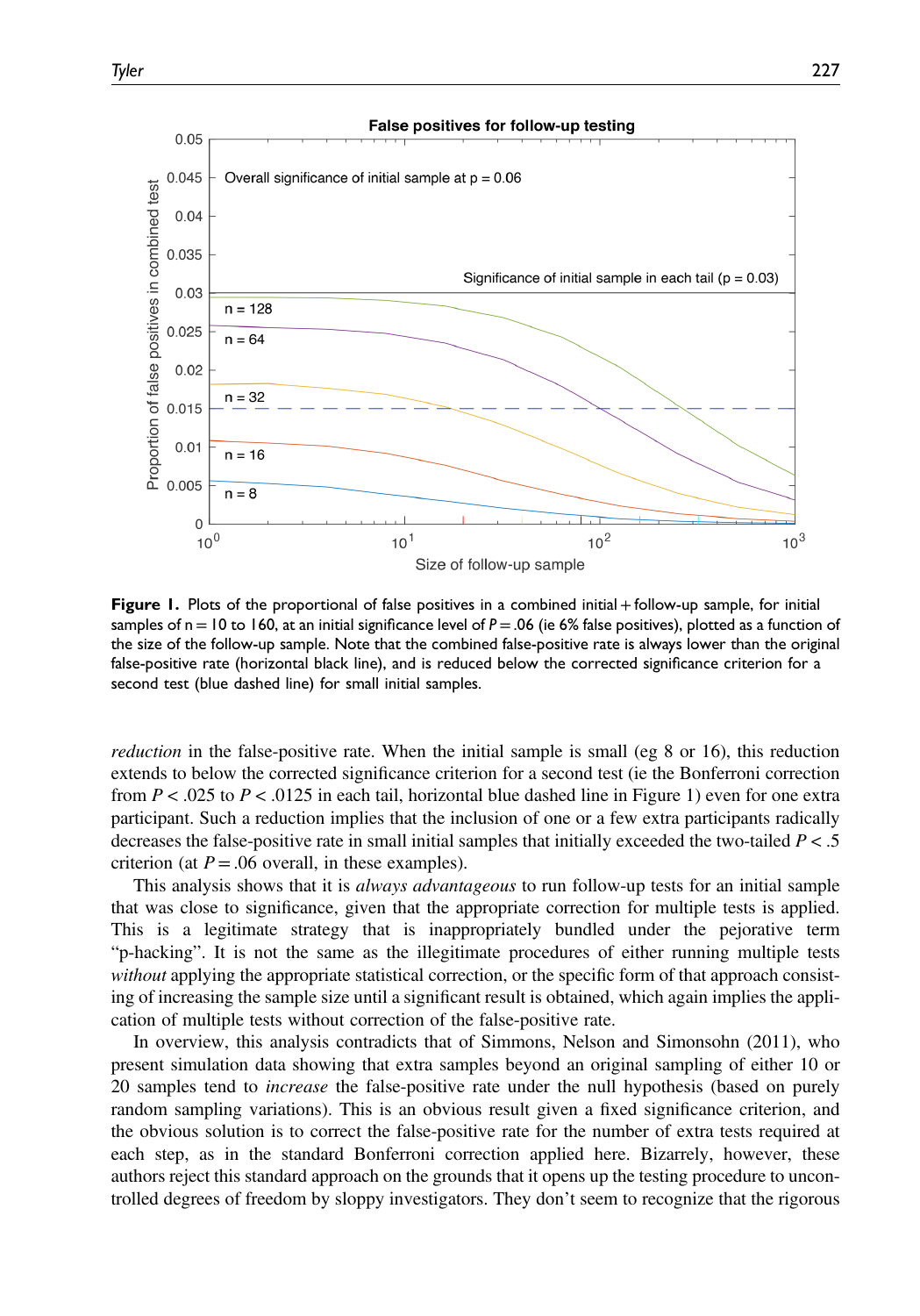**Figure 1.** Plots of the proportional of false positives in a combined initial + follow-up sample, for initial samples of n = 10 to 160, at an initial significance level of $P = .06$ (ie 6% false positives), plotted as a function of the size of the follow-up sample. Note that the combined false-positive rate is always lower than the original false-positive rate (horizontal black line), and is reduced below the corrected significance criterion for a second test (blue dashed line) for small initial samples.

*reduction* in the false-positive rate. When the initial sample is small (eg 8 or 16), this reduction extends to below the corrected significance criterion for a second test (ie the Bonferroni correction from $P < .025$ to $P < .0125$ in each tail, horizontal blue dashed line in Figure 1) even for one extra participant. Such a reduction implies that the inclusion of one or a few extra participants radically decreases the false-positive rate in small initial samples that initially exceeded the two-tailed $P < .5$ criterion (at $P = .06$ overall, in these examples).

This analysis shows that it is *always advantageous* to run follow-up tests for an initial sample that was close to significance, given that the appropriate correction for multiple tests is applied. This is a legitimate strategy that is inappropriately bundled under the pejorative term "p-hacking". It is not the same as the illegitimate procedures of either running multiple tests *without* applying the appropriate statistical correction, or the specific form of that approach consisting of increasing the sample size until a significant result is obtained, which again implies the application of multiple tests without correction of the false-positive rate.

In overview, this analysis contradicts that of Simmons, Nelson and Simonsohn (2011), who present simulation data showing that extra samples beyond an original sampling of either 10 or 20 samples tend to *increase* the false-positive rate under the null hypothesis (based on purely random sampling variations). This is an obvious result given a fixed significance criterion, and the obvious solution is to correct the false-positive rate for the number of extra tests required at each step, as in the standard Bonferroni correction applied here. Bizarrely, however, these authors reject this standard approach on the grounds that it opens up the testing procedure to uncontrolled degrees of freedom by sloppy investigators. They don't seem to recognize that the rigorous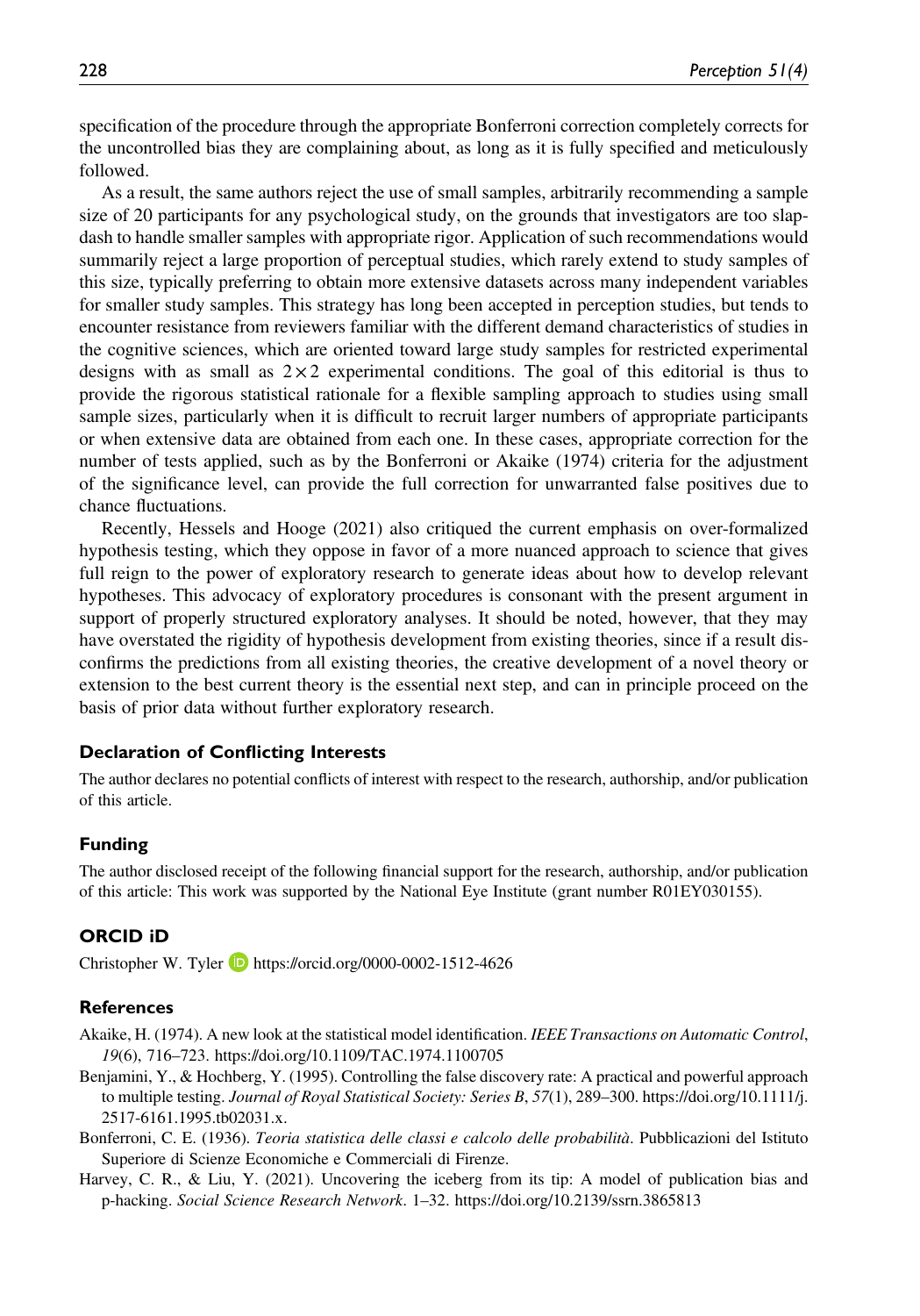specification of the procedure through the appropriate Bonferroni correction completely corrects for the uncontrolled bias they are complaining about, as long as it is fully specified and meticulously followed.

As a result, the same authors reject the use of small samples, arbitrarily recommending a sample size of 20 participants for any psychological study, on the grounds that investigators are too slapdash to handle smaller samples with appropriate rigor. Application of such recommendations would summarily reject a large proportion of perceptual studies, which rarely extend to study samples of this size, typically preferring to obtain more extensive datasets across many independent variables for smaller study samples. This strategy has long been accepted in perception studies, but tends to encounter resistance from reviewers familiar with the different demand characteristics of studies in the cognitive sciences, which are oriented toward large study samples for restricted experimental designs with as small as $2 \times 2$ experimental conditions. The goal of this editorial is thus to provide the rigorous statistical rationale for a flexible sampling approach to studies using small sample sizes, particularly when it is difficult to recruit larger numbers of appropriate participants or when extensive data are obtained from each one. In these cases, appropriate correction for the number of tests applied, such as by the Bonferroni or Akaike (1974) criteria for the adjustment of the significance level, can provide the full correction for unwarranted false positives due to chance fluctuations.

Recently, Hessels and Hooge (2021) also critiqued the current emphasis on over-formalized hypothesis testing, which they oppose in favor of a more nuanced approach to science that gives full reign to the power of exploratory research to generate ideas about how to develop relevant hypotheses. This advocacy of exploratory procedures is consonant with the present argument in support of properly structured exploratory analyses. It should be noted, however, that they may have overstated the rigidity of hypothesis development from existing theories, since if a result disconfirms the predictions from all existing theories, the creative development of a novel theory or extension to the best current theory is the essential next step, and can in principle proceed on the basis of prior data without further exploratory research.

## Declaration of Conflicting Interests

The author declares no potential conflicts of interest with respect to the research, authorship, and/or publication of this article.

## Funding

The author disclosed receipt of the following financial support for the research, authorship, and/or publication of this article: This work was supported by the National Eye Institute (grant number R01EY030155).

## ORCID iD

Christopher W. Tyler https://orcid.org/0000-0002-1512-4626

## References

Akaike, H. (1974). A new look at the statistical model identification. *IEEE Transactions on Automatic Control*, *19*(6), 716–723. https://doi.org/10.1109/TAC.1974.1100705

Benjamini, Y., & Hochberg, Y. (1995). Controlling the false discovery rate: A practical and powerful approach to multiple testing. *Journal of Royal Statistical Society: Series B*, *57*(1), 289–300. https://doi.org/10.1111/j.2517-6161.1995.tb02031.x.

Bonferroni, C. E. (1936). *Teoria statistica delle classi e calcolo delle probabilità*. Pubblicazioni del Istituto Superiore di Scienze Economiche e Commerciali di Firenze.

Harvey, C. R., & Liu, Y. (2021). Uncovering the iceberg from its tip: A model of publication bias and p-hacking. *Social Science Research Network*. 1–32. https://doi.org/10.2139/ssrn.3865813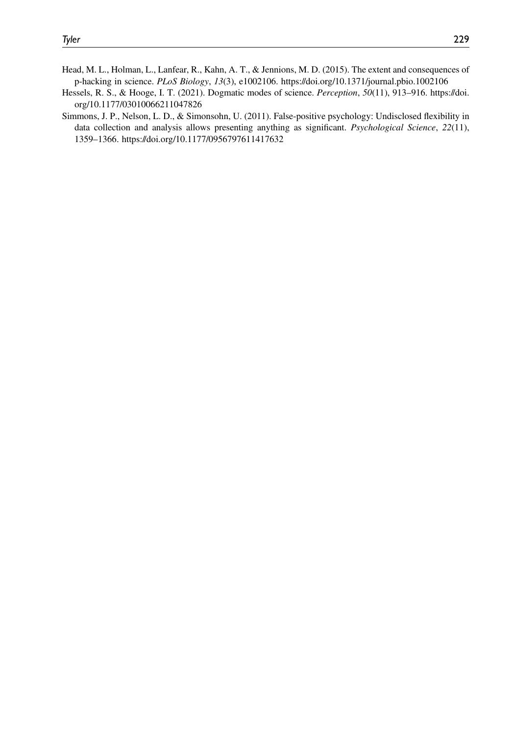Head, M. L., Holman, L., Lanfear, R., Kahn, A. T., & Jennions, M. D. (2015). The extent and consequences of p-hacking in science. *PLoS Biology*, *13*(3), e1002106. https://doi.org/10.1371/journal.pbio.1002106

Hessels, R. S., & Hooge, I. T. (2021). Dogmatic modes of science. *Perception*, *50*(11), 913–916. https://doi.org/10.1177/03010066211047826

Simmons, J. P., Nelson, L. D., & Simonsohn, U. (2011). False-positive psychology: Undisclosed flexibility in data collection and analysis allows presenting anything as significant. *Psychological Science*, *22*(11), 1359–1366. https://doi.org/10.1177/0956797611417632